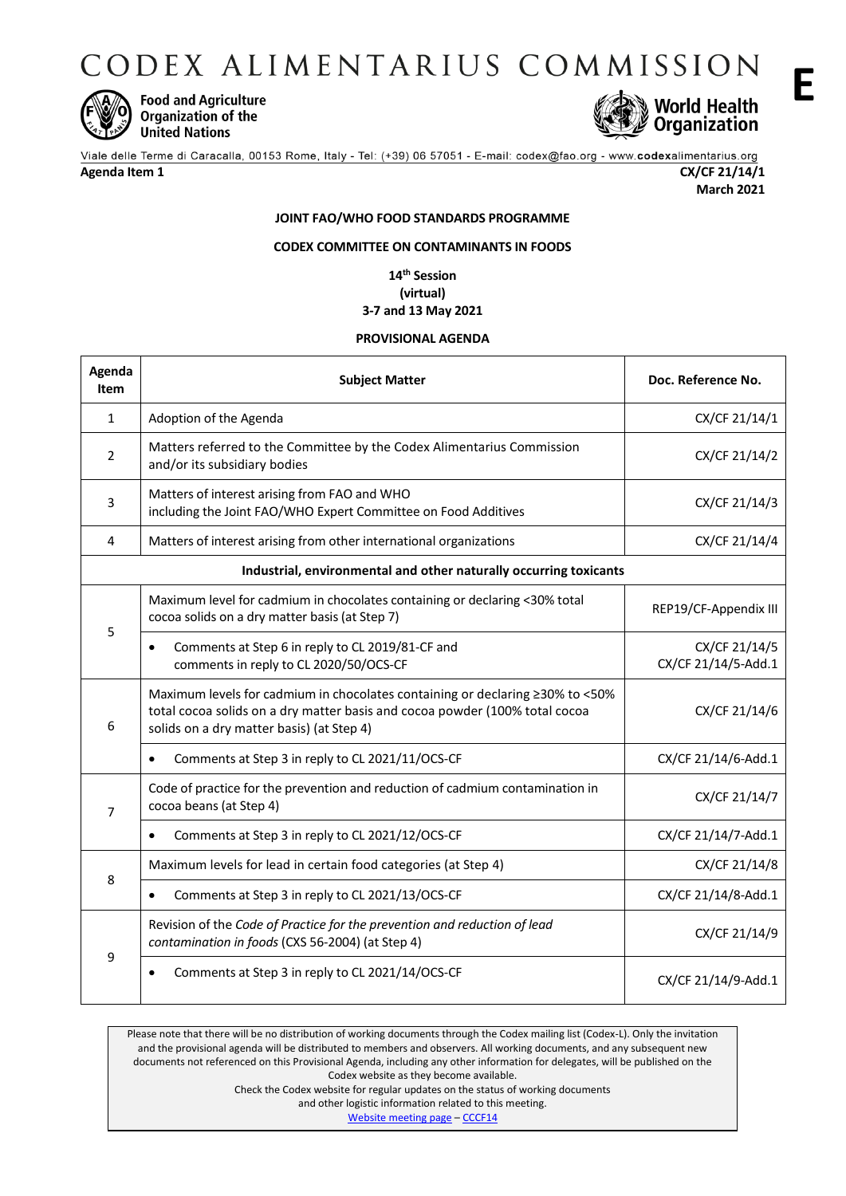# CODEX ALIMENTARIUS COMMISSION

**E**

Food and Agriculture Organization of the United Nations

World Health Organization

Viale delle Terme di Caracalla, 00153 Rome, Italy - Tel: (+39) 06 57051 - E-mail: codex@fao.org - www.codexalimentarius.org

**Agenda Item 1** **CX/CF 21/14/1**
**March 2021**

**JOINT FAO/WHO FOOD STANDARDS PROGRAMME**

**CODEX COMMITTEE ON CONTAMINANTS IN FOODS**

**14th Session**
**(virtual)**
**3-7 and 13 May 2021**

**PROVISIONAL AGENDA**

| Agenda Item | Subject Matter | Doc. Reference No. |
|---|---|---|
| 1 | Adoption of the Agenda | CX/CF 21/14/1 |
| 2 | Matters referred to the Committee by the Codex Alimentarius Commission and/or its subsidiary bodies | CX/CF 21/14/2 |
| 3 | Matters of interest arising from FAO and WHO including the Joint FAO/WHO Expert Committee on Food Additives | CX/CF 21/14/3 |
| 4 | Matters of interest arising from other international organizations | CX/CF 21/14/4 |
| | **Industrial, environmental and other naturally occurring toxicants** | |
| 5 | Maximum level for cadmium in chocolates containing or declaring <30% total cocoa solids on a dry matter basis (at Step 7) | REP19/CF-Appendix III |
| | • Comments at Step 6 in reply to CL 2019/81-CF and comments in reply to CL 2020/50/OCS-CF | CX/CF 21/14/5<br>CX/CF 21/14/5-Add.1 |
| 6 | Maximum levels for cadmium in chocolates containing or declaring ≥30% to <50% total cocoa solids on a dry matter basis and cocoa powder (100% total cocoa solids on a dry matter basis) (at Step 4) | CX/CF 21/14/6 |
| | • Comments at Step 3 in reply to CL 2021/11/OCS-CF | CX/CF 21/14/6-Add.1 |
| 7 | Code of practice for the prevention and reduction of cadmium contamination in cocoa beans (at Step 4) | CX/CF 21/14/7 |
| | • Comments at Step 3 in reply to CL 2021/12/OCS-CF | CX/CF 21/14/7-Add.1 |
| 8 | Maximum levels for lead in certain food categories (at Step 4) | CX/CF 21/14/8 |
| | • Comments at Step 3 in reply to CL 2021/13/OCS-CF | CX/CF 21/14/8-Add.1 |
| 9 | Revision of the *Code of Practice for the prevention and reduction of lead contamination in foods* (CXS 56-2004) (at Step 4) | CX/CF 21/14/9 |
| | • Comments at Step 3 in reply to CL 2021/14/OCS-CF | CX/CF 21/14/9-Add.1 |

Please note that there will be no distribution of working documents through the Codex mailing list (Codex-L). Only the invitation and the provisional agenda will be distributed to members and observers. All working documents, and any subsequent new documents not referenced on this Provisional Agenda, including any other information for delegates, will be published on the Codex website as they become available.
Check the Codex website for regular updates on the status of working documents and other logistic information related to this meeting.
Website meeting page – CCCF14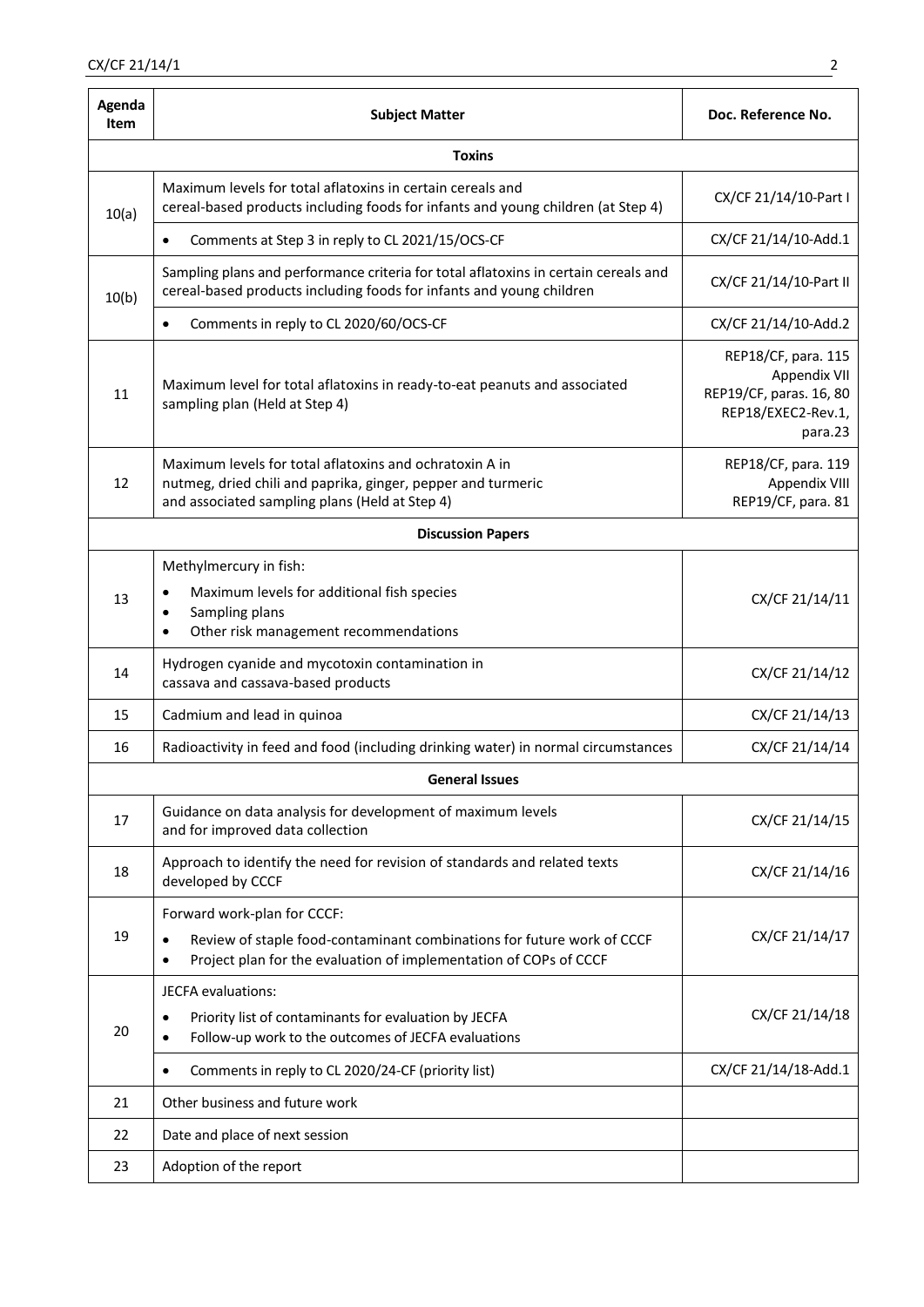| Agenda Item | Subject Matter | Doc. Reference No. |
|---|---|---|
| | **Toxins** | |
| 10(a) | Maximum levels for total aflatoxins in certain cereals and cereal-based products including foods for infants and young children (at Step 4) | CX/CF 21/14/10-Part I |
| | • Comments at Step 3 in reply to CL 2021/15/OCS-CF | CX/CF 21/14/10-Add.1 |
| 10(b) | Sampling plans and performance criteria for total aflatoxins in certain cereals and cereal-based products including foods for infants and young children | CX/CF 21/14/10-Part II |
| | • Comments in reply to CL 2020/60/OCS-CF | CX/CF 21/14/10-Add.2 |
| 11 | Maximum level for total aflatoxins in ready-to-eat peanuts and associated sampling plan (Held at Step 4) | REP18/CF, para. 115 Appendix VII REP19/CF, paras. 16, 80 REP18/EXEC2-Rev.1, para.23 |
| 12 | Maximum levels for total aflatoxins and ochratoxin A in nutmeg, dried chili and paprika, ginger, pepper and turmeric and associated sampling plans (Held at Step 4) | REP18/CF, para. 119 Appendix VIII REP19/CF, para. 81 |
| | **Discussion Papers** | |
| 13 | Methylmercury in fish: • Maximum levels for additional fish species • Sampling plans • Other risk management recommendations | CX/CF 21/14/11 |
| 14 | Hydrogen cyanide and mycotoxin contamination in cassava and cassava-based products | CX/CF 21/14/12 |
| 15 | Cadmium and lead in quinoa | CX/CF 21/14/13 |
| 16 | Radioactivity in feed and food (including drinking water) in normal circumstances | CX/CF 21/14/14 |
| | **General Issues** | |
| 17 | Guidance on data analysis for development of maximum levels and for improved data collection | CX/CF 21/14/15 |
| 18 | Approach to identify the need for revision of standards and related texts developed by CCCF | CX/CF 21/14/16 |
| 19 | Forward work-plan for CCCF: • Review of staple food-contaminant combinations for future work of CCCF • Project plan for the evaluation of implementation of COPs of CCCF | CX/CF 21/14/17 |
| 20 | JECFA evaluations: • Priority list of contaminants for evaluation by JECFA • Follow-up work to the outcomes of JECFA evaluations | CX/CF 21/14/18 |
| | • Comments in reply to CL 2020/24-CF (priority list) | CX/CF 21/14/18-Add.1 |
| 21 | Other business and future work | |
| 22 | Date and place of next session | |
| 23 | Adoption of the report | |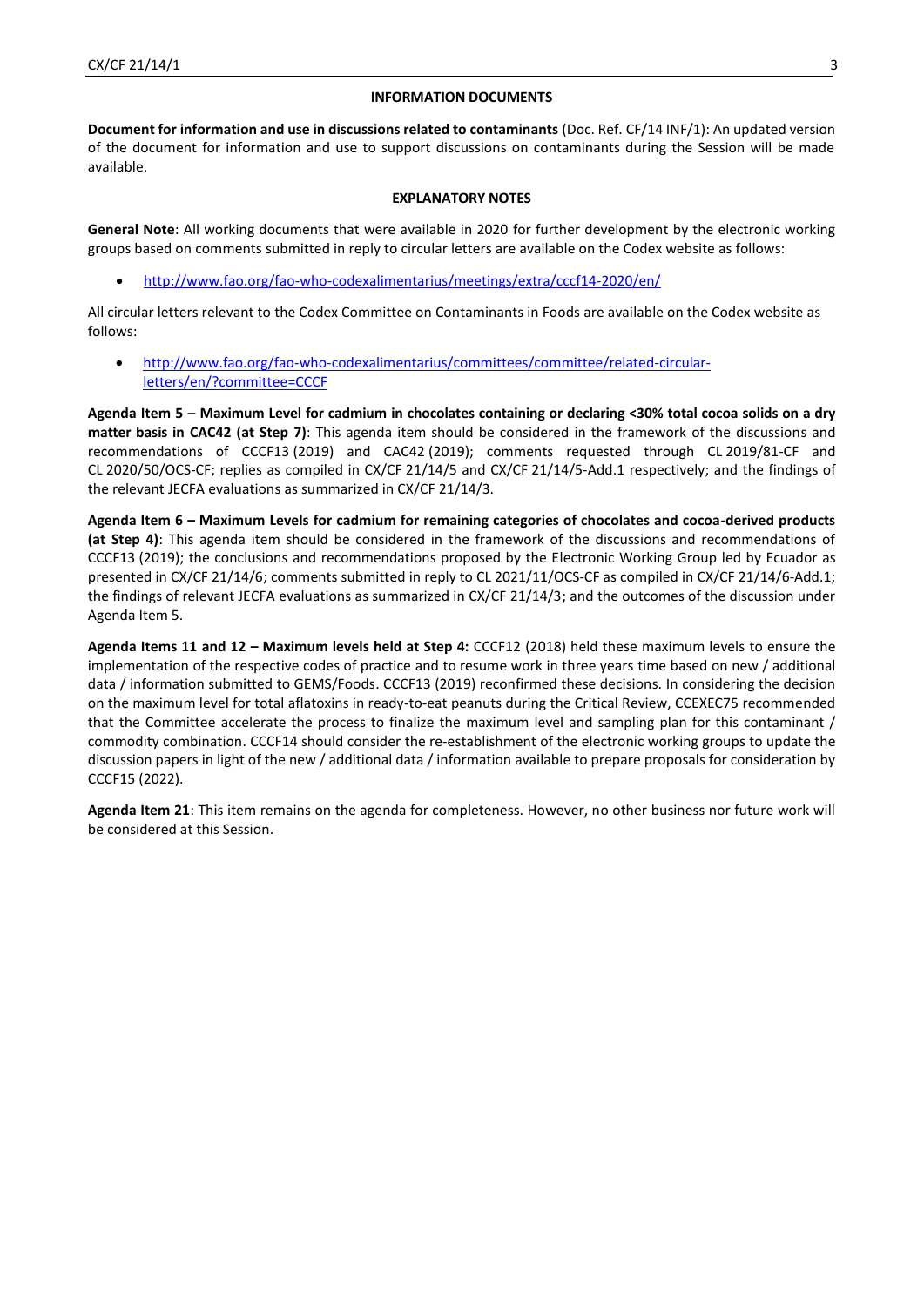## INFORMATION DOCUMENTS

**Document for information and use in discussions related to contaminants** (Doc. Ref. CF/14 INF/1): An updated version of the document for information and use to support discussions on contaminants during the Session will be made available.

## EXPLANATORY NOTES

**General Note**: All working documents that were available in 2020 for further development by the electronic working groups based on comments submitted in reply to circular letters are available on the Codex website as follows:

- http://www.fao.org/fao-who-codexalimentarius/meetings/extra/cccf14-2020/en/

All circular letters relevant to the Codex Committee on Contaminants in Foods are available on the Codex website as follows:

- http://www.fao.org/fao-who-codexalimentarius/committees/committee/related-circular-letters/en/?committee=CCCF

**Agenda Item 5 – Maximum Level for cadmium in chocolates containing or declaring <30% total cocoa solids on a dry matter basis in CAC42 (at Step 7)**: This agenda item should be considered in the framework of the discussions and recommendations of CCCF13 (2019) and CAC42 (2019); comments requested through CL 2019/81-CF and CL 2020/50/OCS-CF; replies as compiled in CX/CF 21/14/5 and CX/CF 21/14/5-Add.1 respectively; and the findings of the relevant JECFA evaluations as summarized in CX/CF 21/14/3.

**Agenda Item 6 – Maximum Levels for cadmium for remaining categories of chocolates and cocoa-derived products (at Step 4)**: This agenda item should be considered in the framework of the discussions and recommendations of CCCF13 (2019); the conclusions and recommendations proposed by the Electronic Working Group led by Ecuador as presented in CX/CF 21/14/6; comments submitted in reply to CL 2021/11/OCS-CF as compiled in CX/CF 21/14/6-Add.1; the findings of relevant JECFA evaluations as summarized in CX/CF 21/14/3; and the outcomes of the discussion under Agenda Item 5.

**Agenda Items 11 and 12 – Maximum levels held at Step 4:** CCCF12 (2018) held these maximum levels to ensure the implementation of the respective codes of practice and to resume work in three years time based on new / additional data / information submitted to GEMS/Foods. CCCF13 (2019) reconfirmed these decisions. In considering the decision on the maximum level for total aflatoxins in ready-to-eat peanuts during the Critical Review, CCEXEC75 recommended that the Committee accelerate the process to finalize the maximum level and sampling plan for this contaminant / commodity combination. CCCF14 should consider the re-establishment of the electronic working groups to update the discussion papers in light of the new / additional data / information available to prepare proposals for consideration by CCCF15 (2022).

**Agenda Item 21**: This item remains on the agenda for completeness. However, no other business nor future work will be considered at this Session.